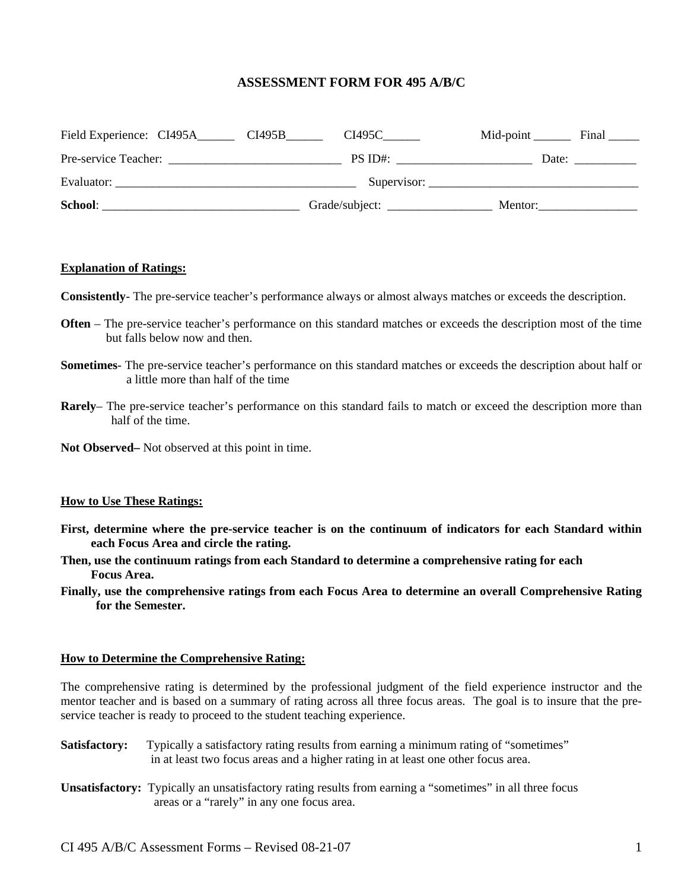# ASSESSMENT FORM FOR 495 A/B/C

Field Experience: CI495A______ CI495B______ CI495C______ Mid-point ______ Final _____

Pre-service Teacher: ____________________________ PS ID#: ______________________ Date: __________

Evaluator: _______________________________________ Supervisor: __________________________________

**School**: ________________________________ Grade/subject: _________________ Mentor:________________

**Explanation of Ratings:**

**Consistently**- The pre-service teacher's performance always or almost always matches or exceeds the description.

**Often** – The pre-service teacher's performance on this standard matches or exceeds the description most of the time but falls below now and then.

**Sometimes**- The pre-service teacher's performance on this standard matches or exceeds the description about half or a little more than half of the time

**Rarely**– The pre-service teacher's performance on this standard fails to match or exceed the description more than half of the time.

**Not Observed–** Not observed at this point in time.

**How to Use These Ratings:**

**First, determine where the pre-service teacher is on the continuum of indicators for each Standard within each Focus Area and circle the rating.**

**Then, use the continuum ratings from each Standard to determine a comprehensive rating for each Focus Area.**

**Finally, use the comprehensive ratings from each Focus Area to determine an overall Comprehensive Rating for the Semester.**

**How to Determine the Comprehensive Rating:**

The comprehensive rating is determined by the professional judgment of the field experience instructor and the mentor teacher and is based on a summary of rating across all three focus areas. The goal is to insure that the pre-service teacher is ready to proceed to the student teaching experience.

**Satisfactory:** Typically a satisfactory rating results from earning a minimum rating of "sometimes" in at least two focus areas and a higher rating in at least one other focus area.

**Unsatisfactory:** Typically an unsatisfactory rating results from earning a "sometimes" in all three focus areas or a "rarely" in any one focus area.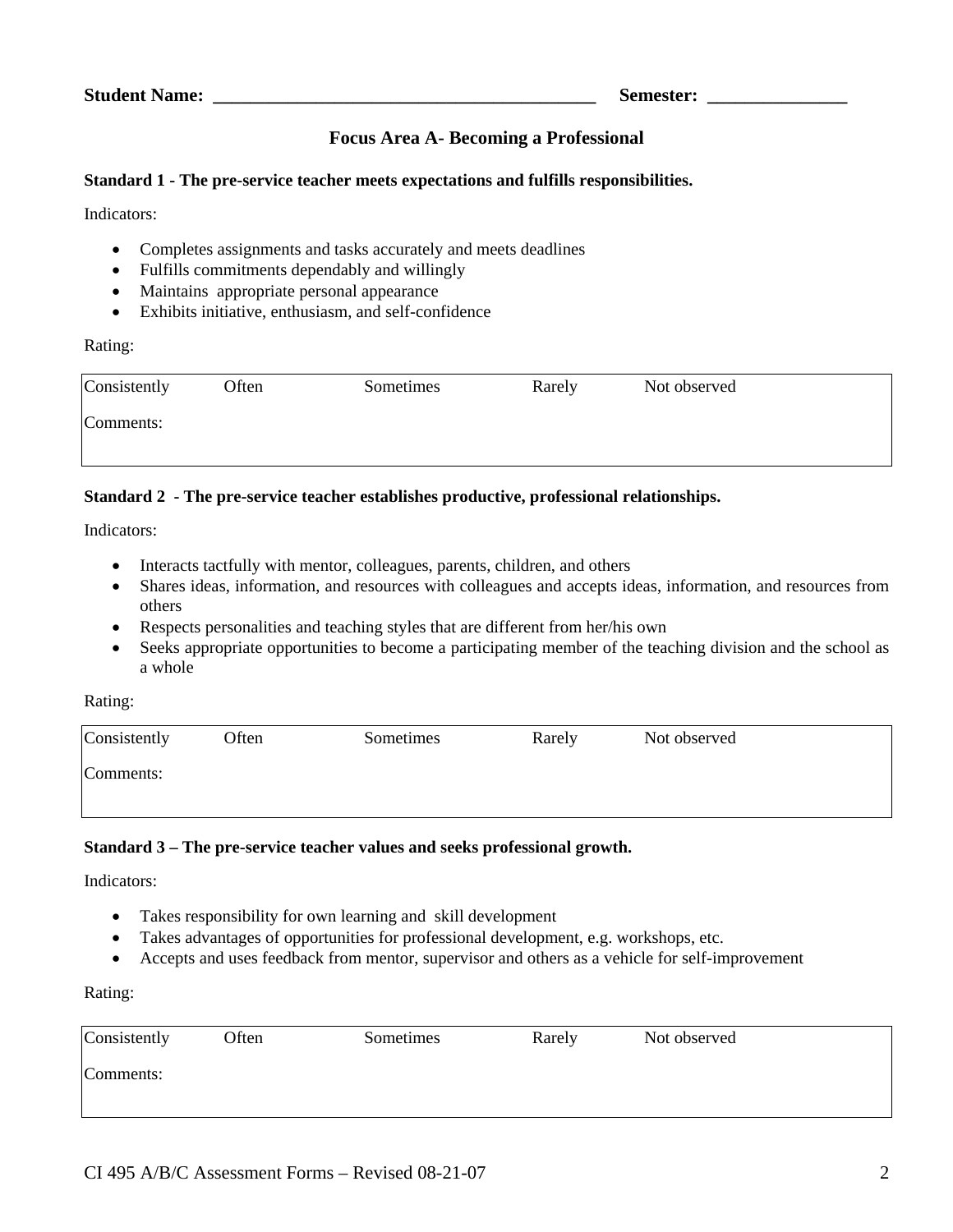**Student Name:** ________________________________________ **Semester:** _______________

## Focus Area A- Becoming a Professional

**Standard 1 - The pre-service teacher meets expectations and fulfills responsibilities.**

Indicators:

- Completes assignments and tasks accurately and meets deadlines
- Fulfills commitments dependably and willingly
- Maintains appropriate personal appearance
- Exhibits initiative, enthusiasm, and self-confidence

Rating:

| Consistently | Often | Sometimes | Rarely | Not observed |
|---|---|---|---|---|
| Comments: | | | | |

**Standard 2 - The pre-service teacher establishes productive, professional relationships.**

Indicators:

- Interacts tactfully with mentor, colleagues, parents, children, and others
- Shares ideas, information, and resources with colleagues and accepts ideas, information, and resources from others
- Respects personalities and teaching styles that are different from her/his own
- Seeks appropriate opportunities to become a participating member of the teaching division and the school as a whole

Rating:

| Consistently | Often | Sometimes | Rarely | Not observed |
|---|---|---|---|---|
| Comments: | | | | |

**Standard 3 – The pre-service teacher values and seeks professional growth.**

Indicators:

- Takes responsibility for own learning and skill development
- Takes advantages of opportunities for professional development, e.g. workshops, etc.
- Accepts and uses feedback from mentor, supervisor and others as a vehicle for self-improvement

Rating:

| Consistently | Often | Sometimes | Rarely | Not observed |
|---|---|---|---|---|
| Comments: | | | | |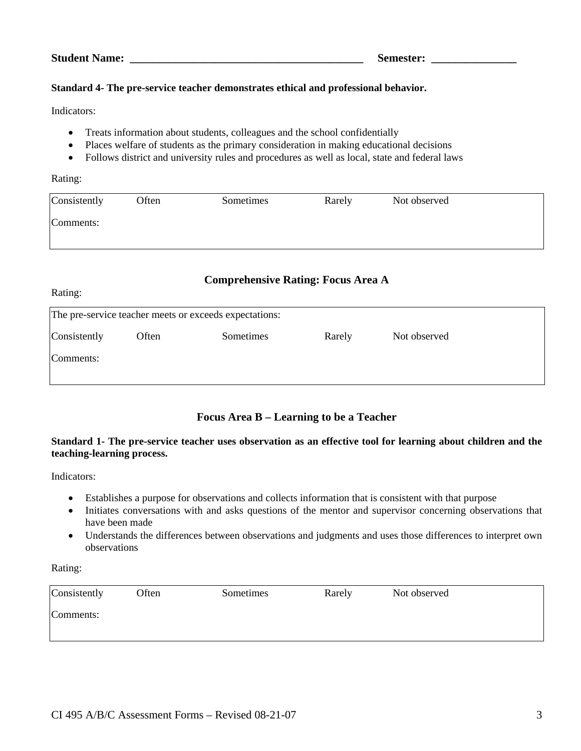**Student Name: \_\_\_\_\_\_\_\_\_\_\_\_\_\_\_\_\_\_\_\_\_\_\_\_\_\_\_\_\_\_\_\_\_\_\_\_\_\_\_\_\_\_** **Semester: \_\_\_\_\_\_\_\_\_\_\_\_\_\_\_**

**Standard 4- The pre-service teacher demonstrates ethical and professional behavior.**

Indicators:

- Treats information about students, colleagues and the school confidentially
- Places welfare of students as the primary consideration in making educational decisions
- Follows district and university rules and procedures as well as local, state and federal laws

Rating:

| Consistently | Often | Sometimes | Rarely | Not observed |
|---|---|---|---|---|
| Comments: | | | | |

### Comprehensive Rating: Focus Area A

Rating:

| The pre-service teacher meets or exceeds expectations: | | | | |
|---|---|---|---|---|
| Consistently | Often | Sometimes | Rarely | Not observed |
| Comments: | | | | |

## Focus Area B – Learning to be a Teacher

**Standard 1- The pre-service teacher uses observation as an effective tool for learning about children and the teaching-learning process.**

Indicators:

- Establishes a purpose for observations and collects information that is consistent with that purpose
- Initiates conversations with and asks questions of the mentor and supervisor concerning observations that have been made
- Understands the differences between observations and judgments and uses those differences to interpret own observations

Rating:

| Consistently | Often | Sometimes | Rarely | Not observed |
|---|---|---|---|---|
| Comments: | | | | |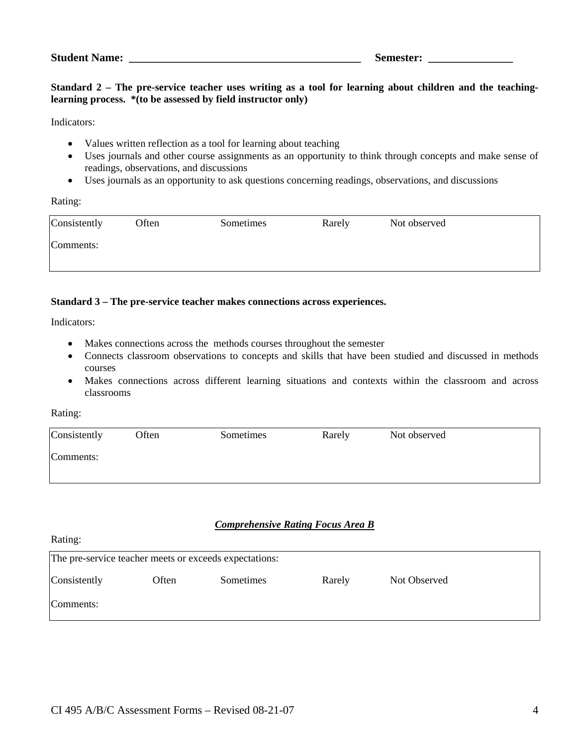**Student Name: ____________________________________________ Semester: ________________**

**Standard 2 – The pre-service teacher uses writing as a tool for learning about children and the teaching-learning process. *(to be assessed by field instructor only)**

Indicators:

- Values written reflection as a tool for learning about teaching
- Uses journals and other course assignments as an opportunity to think through concepts and make sense of readings, observations, and discussions
- Uses journals as an opportunity to ask questions concerning readings, observations, and discussions

Rating:

| Consistently | Often | Sometimes | Rarely | Not observed |
|---|---|---|---|---|
| Comments: | | | | |

**Standard 3 – The pre-service teacher makes connections across experiences.**

Indicators:

- Makes connections across the methods courses throughout the semester
- Connects classroom observations to concepts and skills that have been studied and discussed in methods courses
- Makes connections across different learning situations and contexts within the classroom and across classrooms

Rating:

| Consistently | Often | Sometimes | Rarely | Not observed |
|---|---|---|---|---|
| Comments: | | | | |

***Comprehensive Rating Focus Area B***

Rating:

| The pre-service teacher meets or exceeds expectations: | | | | |
|---|---|---|---|---|
| Consistently | Often | Sometimes | Rarely | Not Observed |
| Comments: | | | | |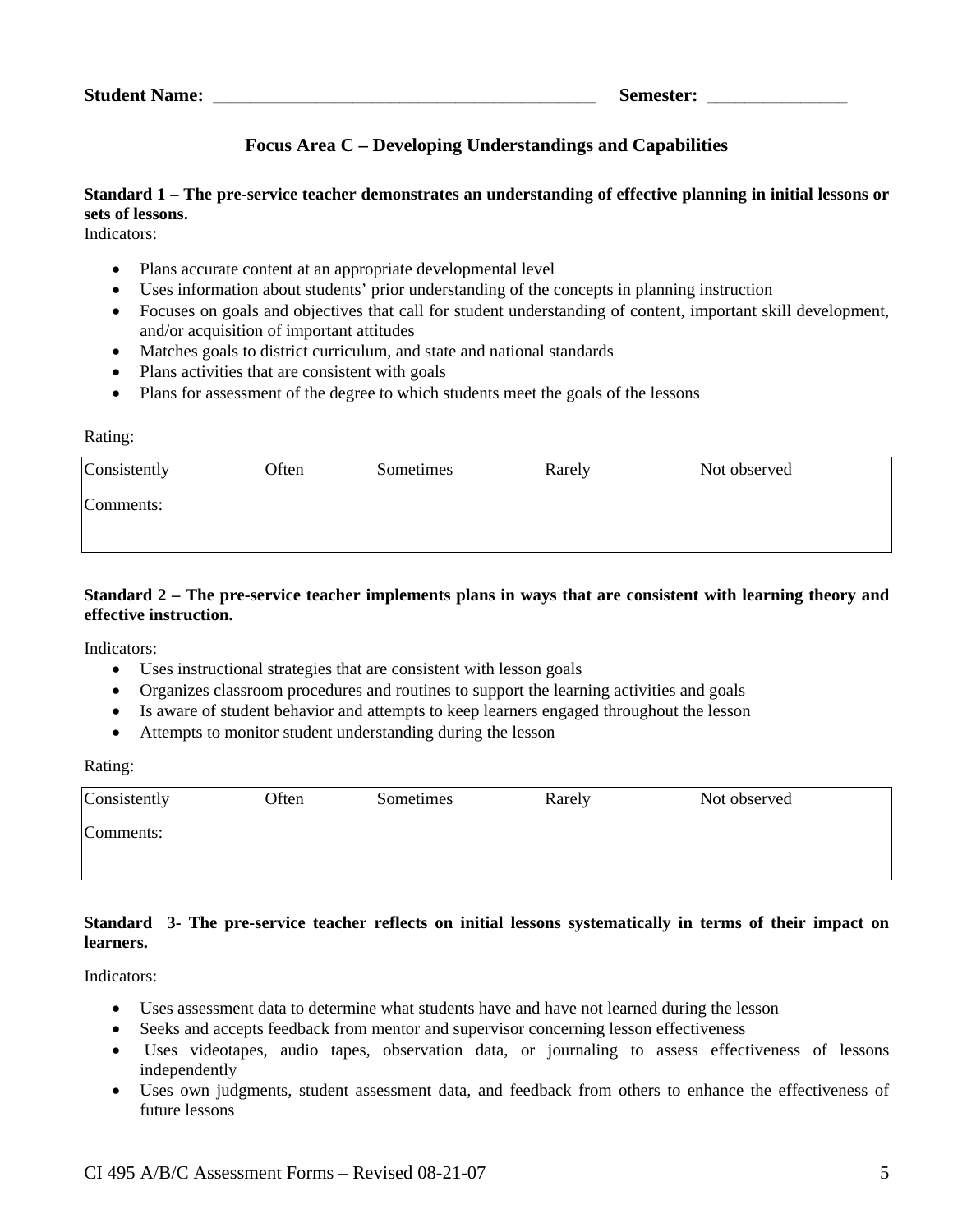**Student Name: ________________________________________ Semester: _______________**

## Focus Area C – Developing Understandings and Capabilities

**Standard 1 – The pre-service teacher demonstrates an understanding of effective planning in initial lessons or sets of lessons.**

Indicators:

- Plans accurate content at an appropriate developmental level
- Uses information about students' prior understanding of the concepts in planning instruction
- Focuses on goals and objectives that call for student understanding of content, important skill development, and/or acquisition of important attitudes
- Matches goals to district curriculum, and state and national standards
- Plans activities that are consistent with goals
- Plans for assessment of the degree to which students meet the goals of the lessons

Rating:

| Consistently | Often | Sometimes | Rarely | Not observed |
|---|---|---|---|---|
| Comments: | | | | |

**Standard 2 – The pre-service teacher implements plans in ways that are consistent with learning theory and effective instruction.**

Indicators:

- Uses instructional strategies that are consistent with lesson goals
- Organizes classroom procedures and routines to support the learning activities and goals
- Is aware of student behavior and attempts to keep learners engaged throughout the lesson
- Attempts to monitor student understanding during the lesson

Rating:

| Consistently | Often | Sometimes | Rarely | Not observed |
|---|---|---|---|---|
| Comments: | | | | |

**Standard 3- The pre-service teacher reflects on initial lessons systematically in terms of their impact on learners.**

Indicators:

- Uses assessment data to determine what students have and have not learned during the lesson
- Seeks and accepts feedback from mentor and supervisor concerning lesson effectiveness
- Uses videotapes, audio tapes, observation data, or journaling to assess effectiveness of lessons independently
- Uses own judgments, student assessment data, and feedback from others to enhance the effectiveness of future lessons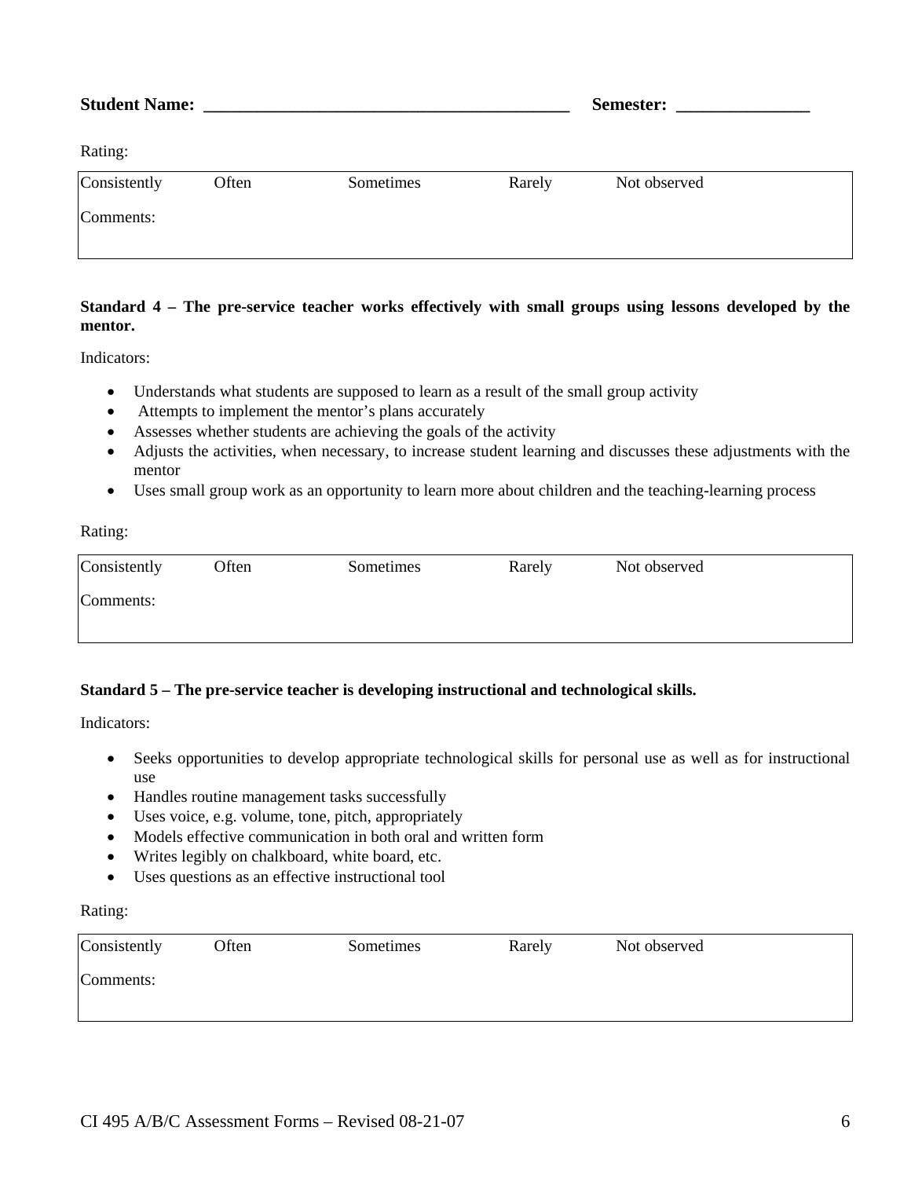**Student Name: \_\_\_\_\_\_\_\_\_\_\_\_\_\_\_\_\_\_\_\_\_\_\_\_\_\_\_\_\_\_\_\_\_\_\_\_\_\_\_\_\_\_ Semester: \_\_\_\_\_\_\_\_\_\_\_\_\_\_\_**

Rating:

| Consistently | Often | Sometimes | Rarely | Not observed |
|---|---|---|---|---|
| Comments: | | | | |

**Standard 4 – The pre-service teacher works effectively with small groups using lessons developed by the mentor.**

Indicators:

- Understands what students are supposed to learn as a result of the small group activity
- Attempts to implement the mentor's plans accurately
- Assesses whether students are achieving the goals of the activity
- Adjusts the activities, when necessary, to increase student learning and discusses these adjustments with the mentor
- Uses small group work as an opportunity to learn more about children and the teaching-learning process

Rating:

| Consistently | Often | Sometimes | Rarely | Not observed |
|---|---|---|---|---|
| Comments: | | | | |

**Standard 5 – The pre-service teacher is developing instructional and technological skills.**

Indicators:

- Seeks opportunities to develop appropriate technological skills for personal use as well as for instructional use
- Handles routine management tasks successfully
- Uses voice, e.g. volume, tone, pitch, appropriately
- Models effective communication in both oral and written form
- Writes legibly on chalkboard, white board, etc.
- Uses questions as an effective instructional tool

Rating:

| Consistently | Often | Sometimes | Rarely | Not observed |
|---|---|---|---|---|
| Comments: | | | | |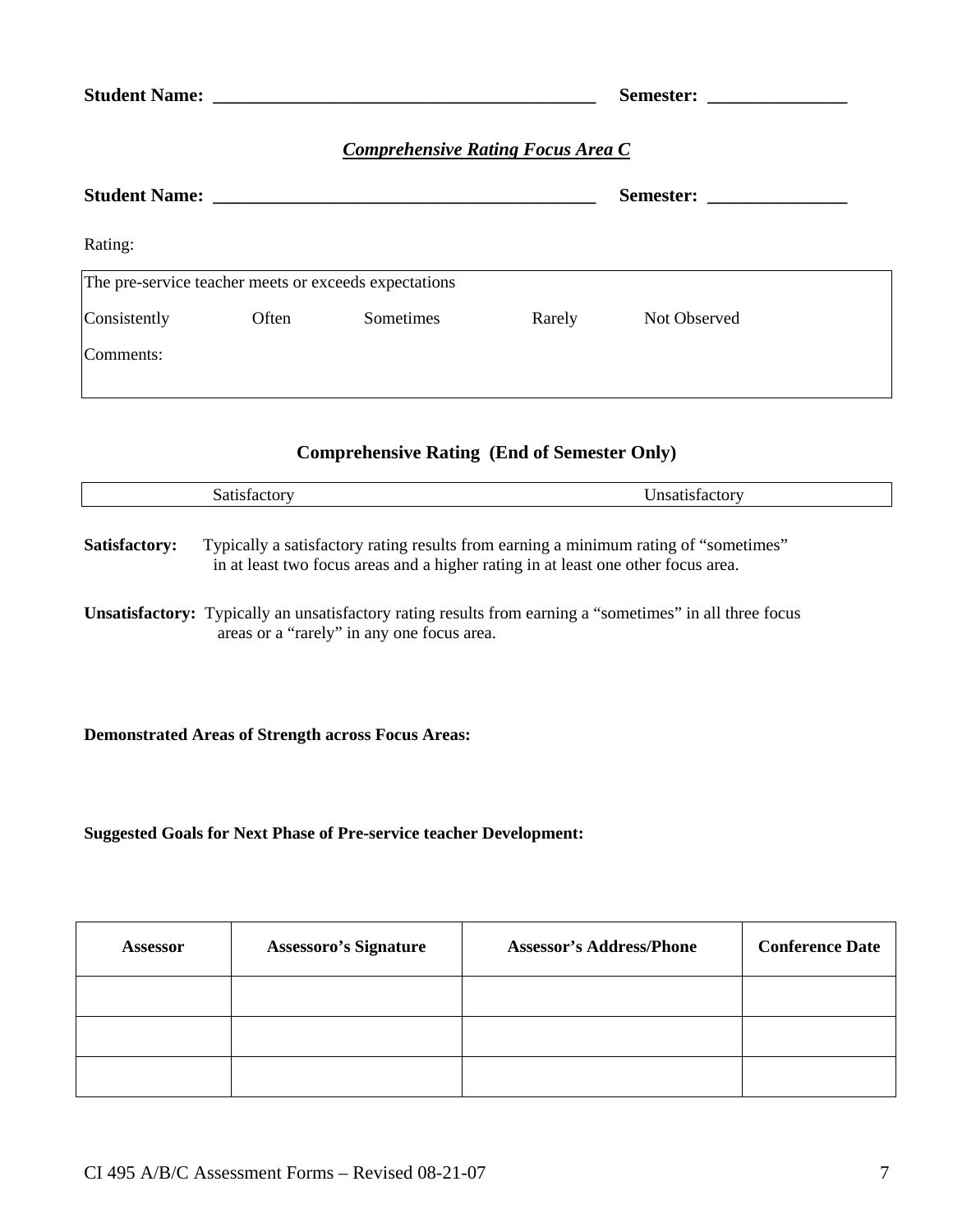**Student Name: ________________________________________ Semester: _______________**

***Comprehensive Rating Focus Area C***

**Student Name: ________________________________________ Semester: _______________**

Rating:

| | | | | |
|---|---|---|---|---|
| The pre-service teacher meets or exceeds expectations | | | | |
| Consistently | Often | Sometimes | Rarely | Not Observed |
| Comments: | | | | |

## Comprehensive Rating (End of Semester Only)

| | |
|---|---|
| Satisfactory | Unsatisfactory |

**Satisfactory:** Typically a satisfactory rating results from earning a minimum rating of "sometimes" in at least two focus areas and a higher rating in at least one other focus area.

**Unsatisfactory:** Typically an unsatisfactory rating results from earning a "sometimes" in all three focus areas or a "rarely" in any one focus area.

**Demonstrated Areas of Strength across Focus Areas:**

**Suggested Goals for Next Phase of Pre-service teacher Development:**

| Assessor | Assessoro's Signature | Assessor's Address/Phone | Conference Date |
|---|---|---|---|
| | | | |
| | | | |
| | | | |

CI 495 A/B/C Assessment Forms – Revised 08-21-07